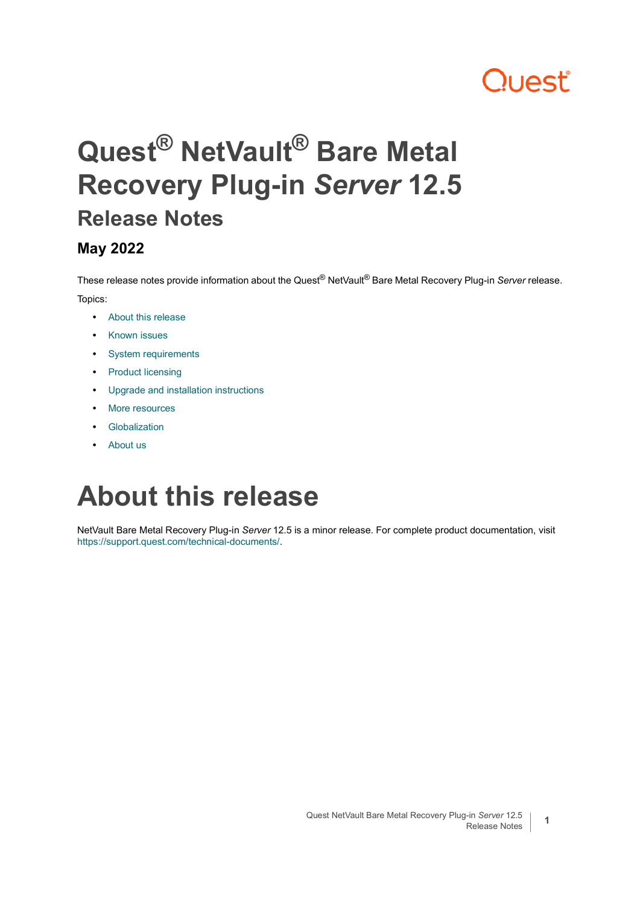# Quest® NetVault® Bare Metal Recovery Plug-in *Server* 12.5

## Release Notes

### May 2022

These release notes provide information about the Quest® NetVault® Bare Metal Recovery Plug-in *Server* release.

Topics:

- About this release
- Known issues
- System requirements
- Product licensing
- Upgrade and installation instructions
- More resources
- Globalization
- About us

# About this release

NetVault Bare Metal Recovery Plug-in *Server* 12.5 is a minor release. For complete product documentation, visit https://support.quest.com/technical-documents/.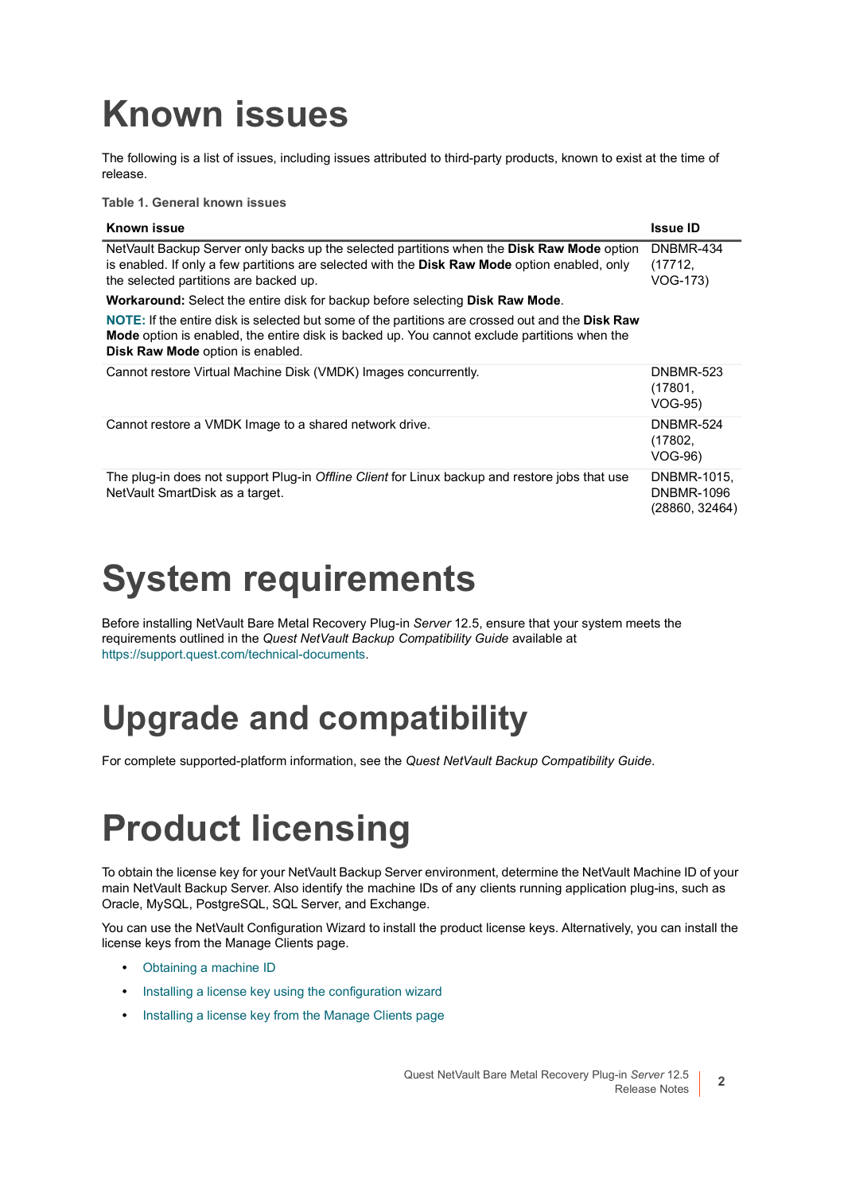# Known issues

The following is a list of issues, including issues attributed to third-party products, known to exist at the time of release.

**Table 1. General known issues**

| Known issue | Issue ID |
|---|---|
| NetVault Backup Server only backs up the selected partitions when the **Disk Raw Mode** option is enabled. If only a few partitions are selected with the **Disk Raw Mode** option enabled, only the selected partitions are backed up.<br><br>**Workaround:** Select the entire disk for backup before selecting **Disk Raw Mode**.<br><br>**NOTE:** If the entire disk is selected but some of the partitions are crossed out and the **Disk Raw Mode** option is enabled, the entire disk is backed up. You cannot exclude partitions when the **Disk Raw Mode** option is enabled. | DNBMR-434 (17712, VOG-173) |
| Cannot restore Virtual Machine Disk (VMDK) Images concurrently. | DNBMR-523 (17801, VOG-95) |
| Cannot restore a VMDK Image to a shared network drive. | DNBMR-524 (17802, VOG-96) |
| The plug-in does not support Plug-in *Offline Client* for Linux backup and restore jobs that use NetVault SmartDisk as a target. | DNBMR-1015, DNBMR-1096 (28860, 32464) |

# System requirements

Before installing NetVault Bare Metal Recovery Plug-in *Server* 12.5, ensure that your system meets the requirements outlined in the *Quest NetVault Backup Compatibility Guide* available at https://support.quest.com/technical-documents.

# Upgrade and compatibility

For complete supported-platform information, see the *Quest NetVault Backup Compatibility Guide*.

# Product licensing

To obtain the license key for your NetVault Backup Server environment, determine the NetVault Machine ID of your main NetVault Backup Server. Also identify the machine IDs of any clients running application plug-ins, such as Oracle, MySQL, PostgreSQL, SQL Server, and Exchange.

You can use the NetVault Configuration Wizard to install the product license keys. Alternatively, you can install the license keys from the Manage Clients page.

- Obtaining a machine ID
- Installing a license key using the configuration wizard
- Installing a license key from the Manage Clients page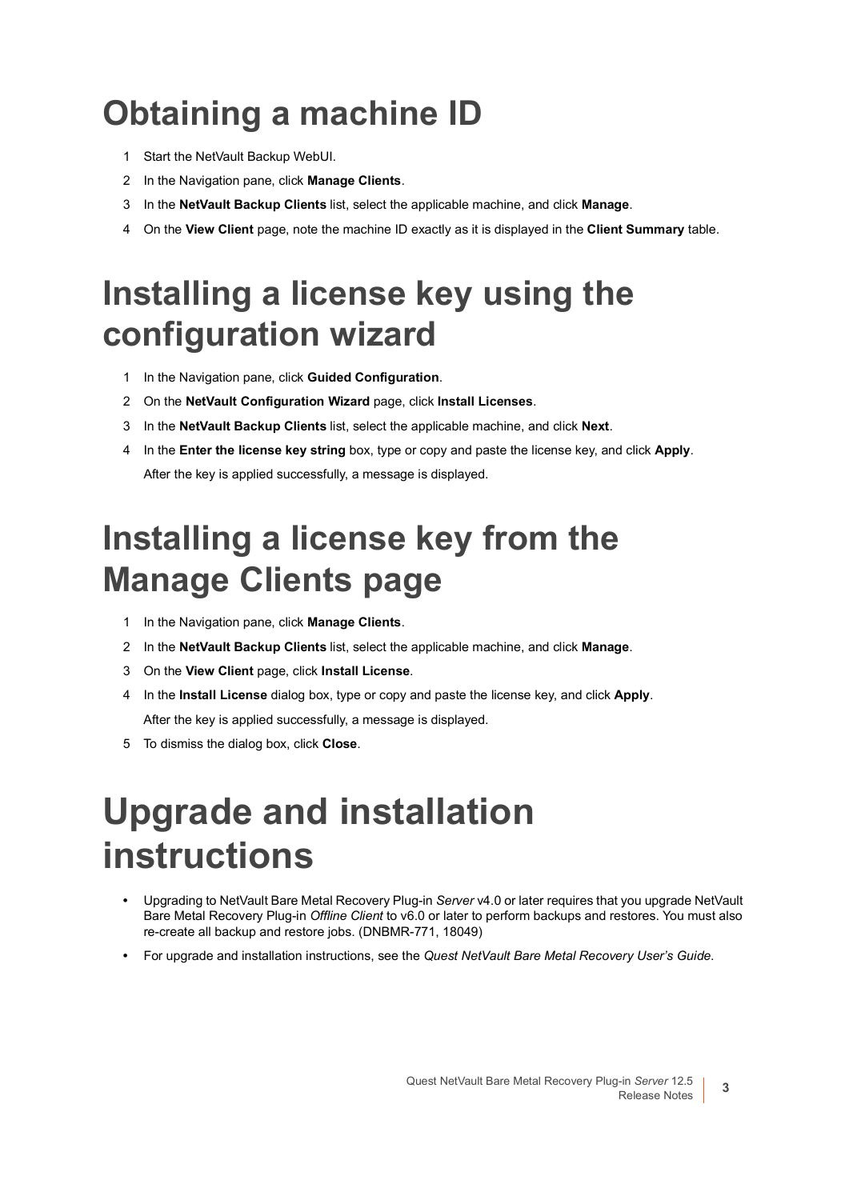# Obtaining a machine ID

1. Start the NetVault Backup WebUI.
2. In the Navigation pane, click **Manage Clients**.
3. In the **NetVault Backup Clients** list, select the applicable machine, and click **Manage**.
4. On the **View Client** page, note the machine ID exactly as it is displayed in the **Client Summary** table.

# Installing a license key using the configuration wizard

1. In the Navigation pane, click **Guided Configuration**.
2. On the **NetVault Configuration Wizard** page, click **Install Licenses**.
3. In the **NetVault Backup Clients** list, select the applicable machine, and click **Next**.
4. In the **Enter the license key string** box, type or copy and paste the license key, and click **Apply**.

   After the key is applied successfully, a message is displayed.

# Installing a license key from the Manage Clients page

1. In the Navigation pane, click **Manage Clients**.
2. In the **NetVault Backup Clients** list, select the applicable machine, and click **Manage**.
3. On the **View Client** page, click **Install License**.
4. In the **Install License** dialog box, type or copy and paste the license key, and click **Apply**.

   After the key is applied successfully, a message is displayed.
5. To dismiss the dialog box, click **Close**.

# Upgrade and installation instructions

- Upgrading to NetVault Bare Metal Recovery Plug-in *Server* v4.0 or later requires that you upgrade NetVault Bare Metal Recovery Plug-in *Offline Client* to v6.0 or later to perform backups and restores. You must also re-create all backup and restore jobs. (DNBMR-771, 18049)
- For upgrade and installation instructions, see the *Quest NetVault Bare Metal Recovery User's Guide*.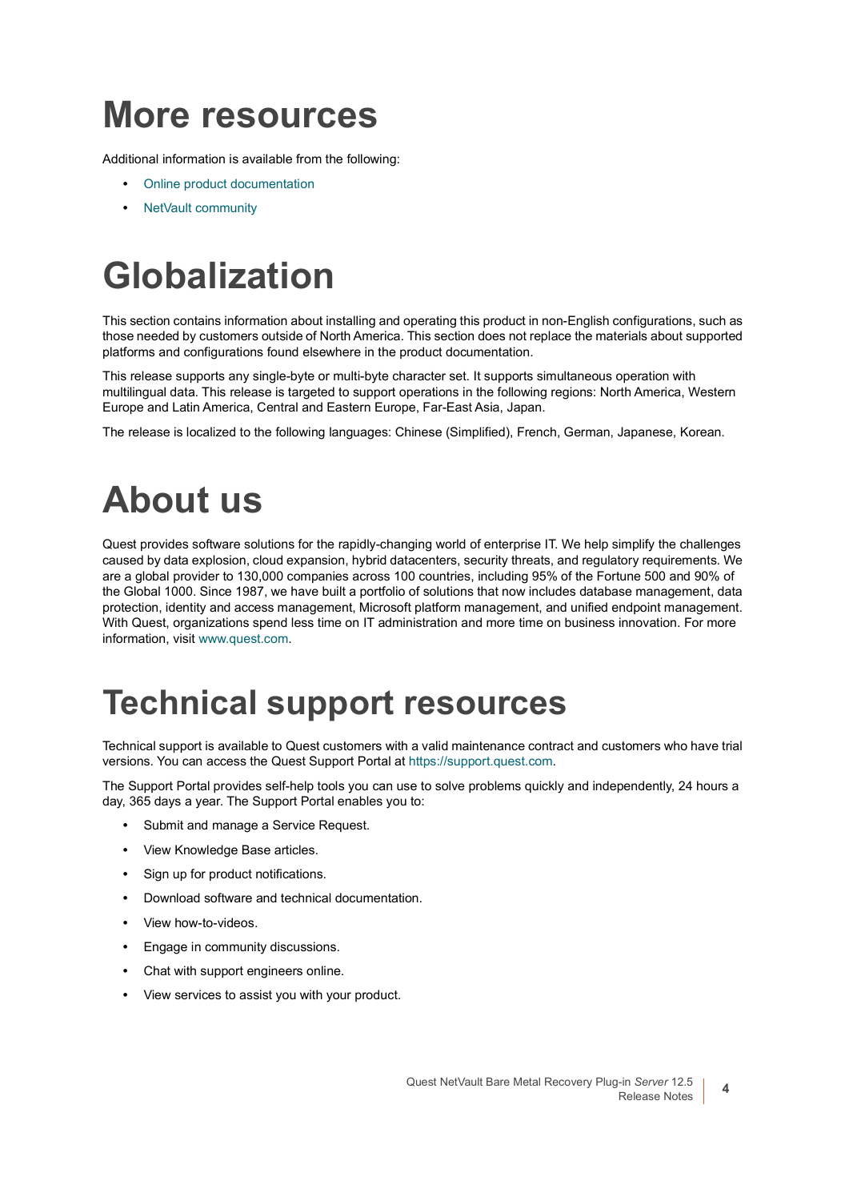# More resources

Additional information is available from the following:

- Online product documentation
- NetVault community

# Globalization

This section contains information about installing and operating this product in non-English configurations, such as those needed by customers outside of North America. This section does not replace the materials about supported platforms and configurations found elsewhere in the product documentation.

This release supports any single-byte or multi-byte character set. It supports simultaneous operation with multilingual data. This release is targeted to support operations in the following regions: North America, Western Europe and Latin America, Central and Eastern Europe, Far-East Asia, Japan.

The release is localized to the following languages: Chinese (Simplified), French, German, Japanese, Korean.

# About us

Quest provides software solutions for the rapidly-changing world of enterprise IT. We help simplify the challenges caused by data explosion, cloud expansion, hybrid datacenters, security threats, and regulatory requirements. We are a global provider to 130,000 companies across 100 countries, including 95% of the Fortune 500 and 90% of the Global 1000. Since 1987, we have built a portfolio of solutions that now includes database management, data protection, identity and access management, Microsoft platform management, and unified endpoint management. With Quest, organizations spend less time on IT administration and more time on business innovation. For more information, visit www.quest.com.

# Technical support resources

Technical support is available to Quest customers with a valid maintenance contract and customers who have trial versions. You can access the Quest Support Portal at https://support.quest.com.

The Support Portal provides self-help tools you can use to solve problems quickly and independently, 24 hours a day, 365 days a year. The Support Portal enables you to:

- Submit and manage a Service Request.
- View Knowledge Base articles.
- Sign up for product notifications.
- Download software and technical documentation.
- View how-to-videos.
- Engage in community discussions.
- Chat with support engineers online.
- View services to assist you with your product.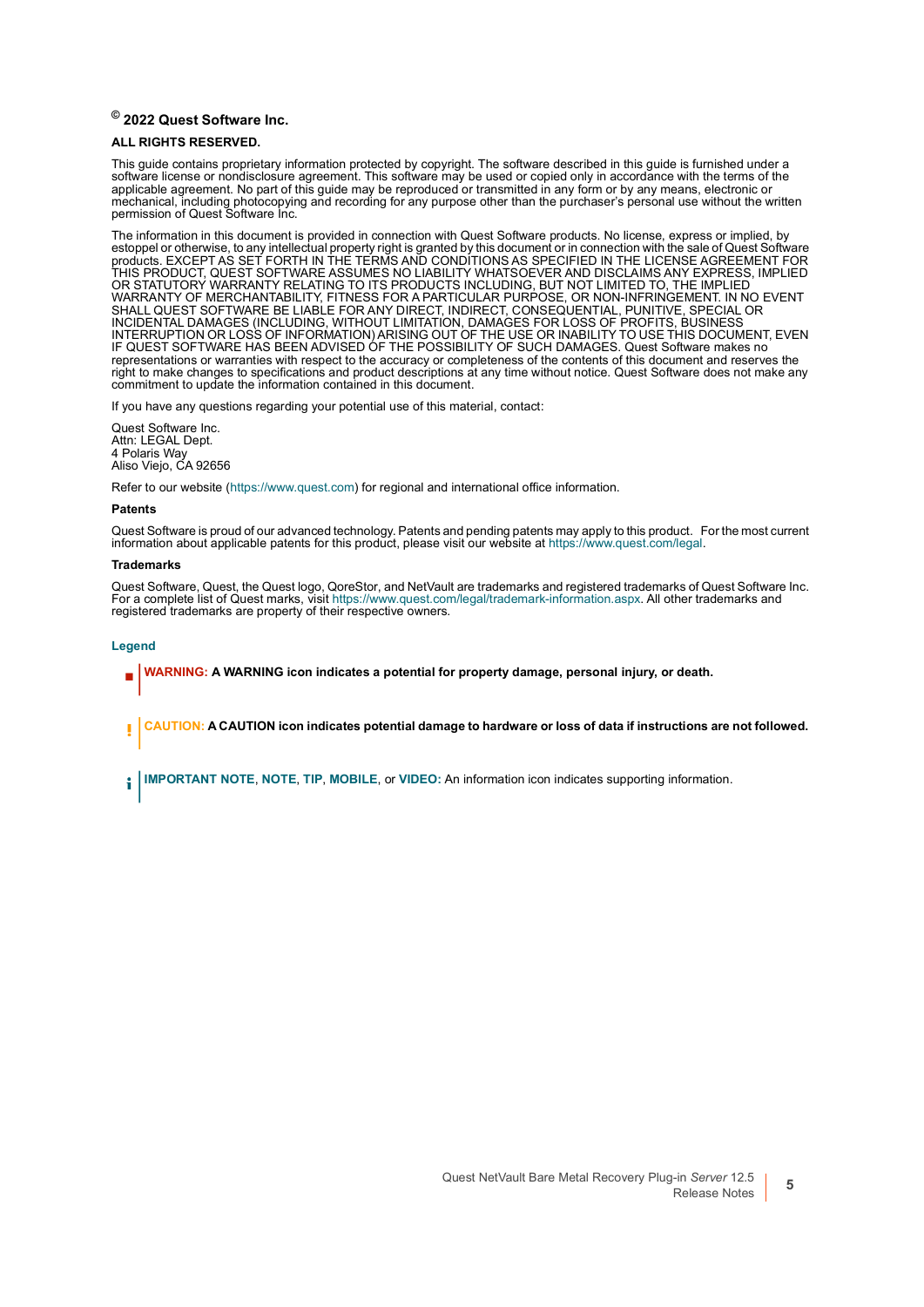**© 2022 Quest Software Inc.**

**ALL RIGHTS RESERVED.**

This guide contains proprietary information protected by copyright. The software described in this guide is furnished under a software license or nondisclosure agreement. This software may be used or copied only in accordance with the terms of the applicable agreement. No part of this guide may be reproduced or transmitted in any form or by any means, electronic or mechanical, including photocopying and recording for any purpose other than the purchaser's personal use without the written permission of Quest Software Inc.

The information in this document is provided in connection with Quest Software products. No license, express or implied, by estoppel or otherwise, to any intellectual property right is granted by this document or in connection with the sale of Quest Software products. EXCEPT AS SET FORTH IN THE TERMS AND CONDITIONS AS SPECIFIED IN THE LICENSE AGREEMENT FOR THIS PRODUCT, QUEST SOFTWARE ASSUMES NO LIABILITY WHATSOEVER AND DISCLAIMS ANY EXPRESS, IMPLIED OR STATUTORY WARRANTY RELATING TO ITS PRODUCTS INCLUDING, BUT NOT LIMITED TO, THE IMPLIED WARRANTY OF MERCHANTABILITY, FITNESS FOR A PARTICULAR PURPOSE, OR NON-INFRINGEMENT. IN NO EVENT SHALL QUEST SOFTWARE BE LIABLE FOR ANY DIRECT, INDIRECT, CONSEQUENTIAL, PUNITIVE, SPECIAL OR INCIDENTAL DAMAGES (INCLUDING, WITHOUT LIMITATION, DAMAGES FOR LOSS OF PROFITS, BUSINESS INTERRUPTION OR LOSS OF INFORMATION) ARISING OUT OF THE USE OR INABILITY TO USE THIS DOCUMENT, EVEN IF QUEST SOFTWARE HAS BEEN ADVISED OF THE POSSIBILITY OF SUCH DAMAGES. Quest Software makes no representations or warranties with respect to the accuracy or completeness of the contents of this document and reserves the right to make changes to specifications and product descriptions at any time without notice. Quest Software does not make any commitment to update the information contained in this document.

If you have any questions regarding your potential use of this material, contact:

Quest Software Inc.
Attn: LEGAL Dept.
4 Polaris Way
Aliso Viejo, CA 92656

Refer to our website (https://www.quest.com) for regional and international office information.

**Patents**

Quest Software is proud of our advanced technology. Patents and pending patents may apply to this product. For the most current information about applicable patents for this product, please visit our website at https://www.quest.com/legal.

**Trademarks**

Quest Software, Quest, the Quest logo, QoreStor, and NetVault are trademarks and registered trademarks of Quest Software Inc. For a complete list of Quest marks, visit https://www.quest.com/legal/trademark-information.aspx. All other trademarks and registered trademarks are property of their respective owners.

**Legend**

**WARNING: A WARNING icon indicates a potential for property damage, personal injury, or death.**

**CAUTION: A CAUTION icon indicates potential damage to hardware or loss of data if instructions are not followed.**

**IMPORTANT NOTE**, **NOTE**, **TIP**, **MOBILE**, or **VIDEO:** An information icon indicates supporting information.